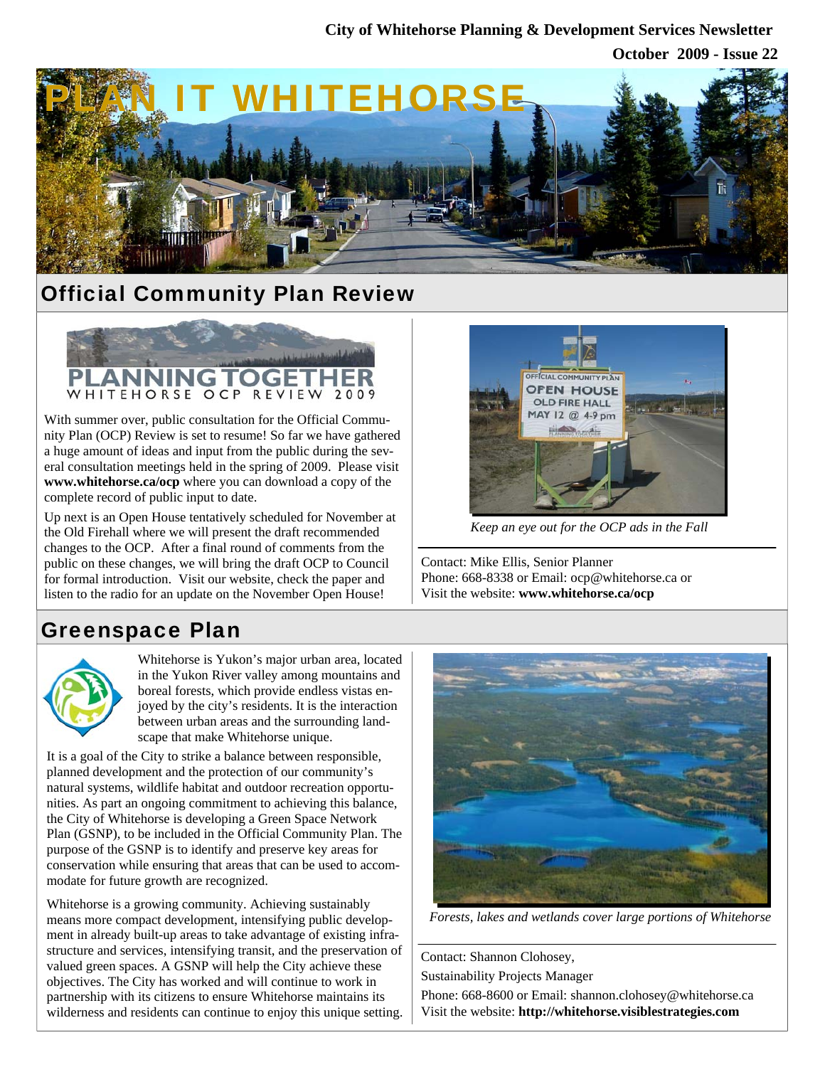City of Whitehorse Planning & Development Services Newsletter

October 2009 - Issue 22

# PLAN IT WHITEHORSE

## Official Community Plan Review

PLANNING TOGETHER
WHITEHORSE OCP REVIEW 2009

With summer over, public consultation for the Official Community Plan (OCP) Review is set to resume! So far we have gathered a huge amount of ideas and input from the public during the several consultation meetings held in the spring of 2009. Please visit **www.whitehorse.ca/ocp** where you can download a copy of the complete record of public input to date.

Up next is an Open House tentatively scheduled for November at the Old Firehall where we will present the draft recommended changes to the OCP. After a final round of comments from the public on these changes, we will bring the draft OCP to Council for formal introduction. Visit our website, check the paper and listen to the radio for an update on the November Open House!

*Keep an eye out for the OCP ads in the Fall*

Contact: Mike Ellis, Senior Planner
Phone: 668-8338 or Email: ocp@whitehorse.ca or
Visit the website: **www.whitehorse.ca/ocp**

## Greenspace Plan

Whitehorse is Yukon's major urban area, located in the Yukon River valley among mountains and boreal forests, which provide endless vistas enjoyed by the city's residents. It is the interaction between urban areas and the surrounding landscape that make Whitehorse unique.

It is a goal of the City to strike a balance between responsible, planned development and the protection of our community's natural systems, wildlife habitat and outdoor recreation opportunities. As part an ongoing commitment to achieving this balance, the City of Whitehorse is developing a Green Space Network Plan (GSNP), to be included in the Official Community Plan. The purpose of the GSNP is to identify and preserve key areas for conservation while ensuring that areas that can be used to accommodate for future growth are recognized.

Whitehorse is a growing community. Achieving sustainably means more compact development, intensifying public development in already built-up areas to take advantage of existing infrastructure and services, intensifying transit, and the preservation of valued green spaces. A GSNP will help the City achieve these objectives. The City has worked and will continue to work in partnership with its citizens to ensure Whitehorse maintains its wilderness and residents can continue to enjoy this unique setting.

*Forests, lakes and wetlands cover large portions of Whitehorse*

Contact: Shannon Clohosey,
Sustainability Projects Manager
Phone: 668-8600 or Email: shannon.clohosey@whitehorse.ca
Visit the website: **http://whitehorse.visiblestrategies.com**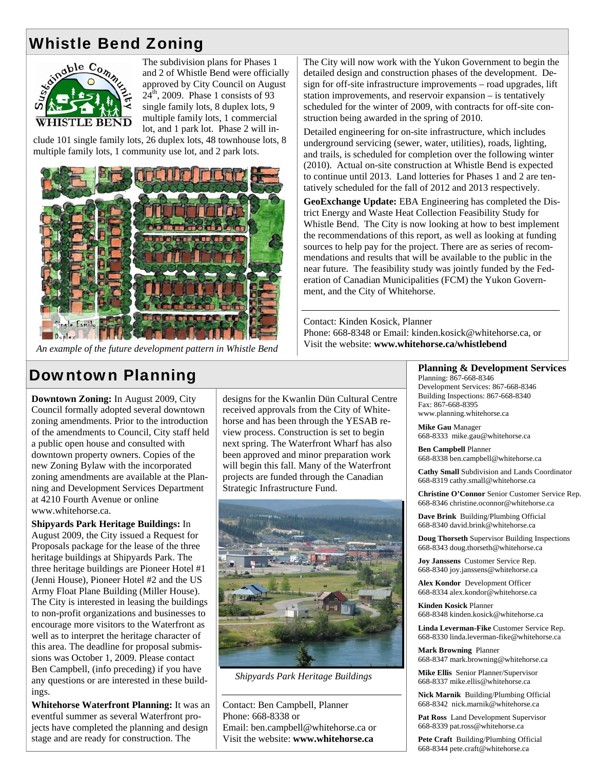## Whistle Bend Zoning

The subdivision plans for Phases 1 and 2 of Whistle Bend were officially approved by City Council on August 24th, 2009. Phase 1 consists of 93 single family lots, 8 duplex lots, 9 multiple family lots, 1 commercial lot, and 1 park lot. Phase 2 will include 101 single family lots, 26 duplex lots, 48 townhouse lots, 8 multiple family lots, 1 community use lot, and 2 park lots.

Single Family
Duplex

*An example of the future development pattern in Whistle Bend*

The City will now work with the Yukon Government to begin the detailed design and construction phases of the development. Design for off-site infrastructure improvements – road upgrades, lift station improvements, and reservoir expansion – is tentatively scheduled for the winter of 2009, with contracts for off-site construction being awarded in the spring of 2010.

Detailed engineering for on-site infrastructure, which includes underground servicing (sewer, water, utilities), roads, lighting, and trails, is scheduled for completion over the following winter (2010). Actual on-site construction at Whistle Bend is expected to continue until 2013. Land lotteries for Phases 1 and 2 are tentatively scheduled for the fall of 2012 and 2013 respectively.

**GeoExchange Update:** EBA Engineering has completed the District Energy and Waste Heat Collection Feasibility Study for Whistle Bend. The City is now looking at how to best implement the recommendations of this report, as well as looking at funding sources to help pay for the project. There are as series of recommendations and results that will be available to the public in the near future. The feasibility study was jointly funded by the Federation of Canadian Municipalities (FCM) the Yukon Government, and the City of Whitehorse.

Contact: Kinden Kosick, Planner
Phone: 668-8348 or Email: kinden.kosick@whitehorse.ca, or
Visit the website: **www.whitehorse.ca/whistlebend**

## Downtown Planning

**Downtown Zoning:** In August 2009, City Council formally adopted several downtown zoning amendments. Prior to the introduction of the amendments to Council, City staff held a public open house and consulted with downtown property owners. Copies of the new Zoning Bylaw with the incorporated zoning amendments are available at the Planning and Development Services Department at 4210 Fourth Avenue or online www.whitehorse.ca.

**Shipyards Park Heritage Buildings:** In August 2009, the City issued a Request for Proposals package for the lease of the three heritage buildings at Shipyards Park. The three heritage buildings are Pioneer Hotel #1 (Jenni House), Pioneer Hotel #2 and the US Army Float Plane Building (Miller House). The City is interested in leasing the buildings to non-profit organizations and businesses to encourage more visitors to the Waterfront as well as to interpret the heritage character of this area. The deadline for proposal submissions was October 1, 2009. Please contact Ben Campbell, (info preceding) if you have any questions or are interested in these buildings.

**Whitehorse Waterfront Planning:** It was an eventful summer as several Waterfront projects have completed the planning and design stage and are ready for construction. The designs for the Kwanlin Dün Cultural Centre received approvals from the City of Whitehorse and has been through the YESAB review process. Construction is set to begin next spring. The Waterfront Wharf has also been approved and minor preparation work will begin this fall. Many of the Waterfront projects are funded through the Canadian Strategic Infrastructure Fund.

*Shipyards Park Heritage Buildings*

Contact: Ben Campbell, Planner
Phone: 668-8338 or
Email: ben.campbell@whitehorse.ca or
Visit the website: **www.whitehorse.ca**

### Planning & Development Services

Planning: 867-668-8346
Development Services: 867-668-8346
Building Inspections: 867-668-8340
Fax: 867-668-8395
www.planning.whitehorse.ca

**Mike Gau** Manager
668-8333 mike.gau@whitehorse.ca

**Ben Campbell** Planner
668-8338 ben.campbell@whitehorse.ca

**Cathy Small** Subdivision and Lands Coordinator
668-8319 cathy.small@whitehorse.ca

**Christine O'Connor** Senior Customer Service Rep.
668-8346 christine.oconnor@whitehorse.ca

**Dave Brink** Building/Plumbing Official
668-8340 david.brink@whitehorse.ca

**Doug Thorseth** Supervisor Building Inspections
668-8343 doug.thorseth@whitehorse.ca

**Joy Janssens** Customer Service Rep.
668-8340 joy.janssens@whitehorse.ca

**Alex Kondor** Development Officer
668-8334 alex.kondor@whitehorse.ca

**Kinden Kosick** Planner
668-8348 kinden.kosick@whitehorse.ca

**Linda Leverman-Fike** Customer Service Rep.
668-8330 linda.leverman-fike@whitehorse.ca

**Mark Browning** Planner
668-8347 mark.browning@whitehorse.ca

**Mike Ellis** Senior Planner/Supervisor
668-8337 mike.ellis@whitehorse.ca

**Nick Marnik** Building/Plumbing Official
668-8342 nick.marnik@whitehorse.ca

**Pat Ross** Land Development Supervisor
668-8339 pat.ross@whitehorse.ca

**Pete Craft** Building/Plumbing Official
668-8344 pete.craft@whitehorse.ca